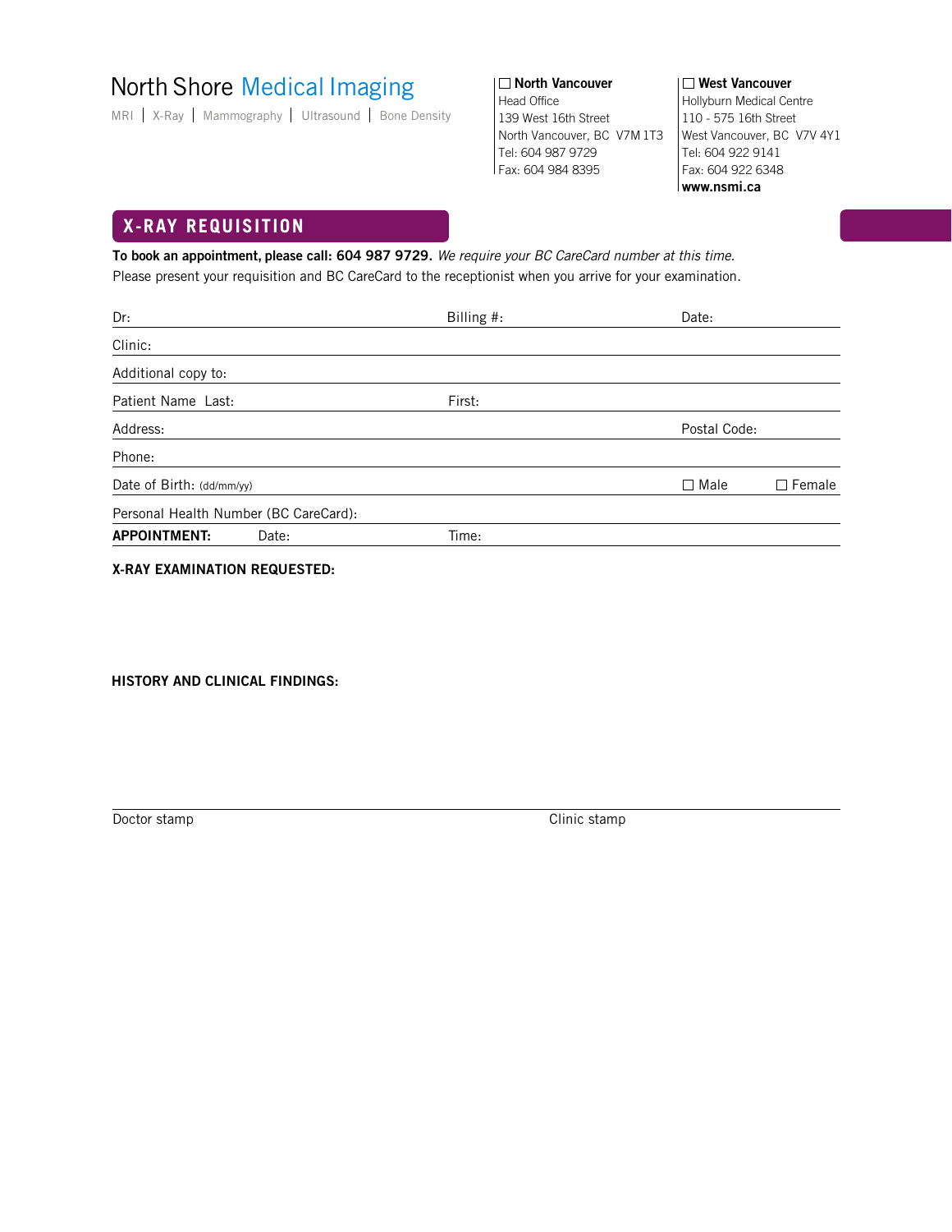# North Shore Medical Imaging

MRI | X-Ray | Mammography | Ultrasound | Bone Density

☐ **North Vancouver**
Head Office
139 West 16th Street
North Vancouver, BC V7M 1T3
Tel: 604 987 9729
Fax: 604 984 8395

☐ **West Vancouver**
Hollyburn Medical Centre
110 - 575 16th Street
West Vancouver, BC V7V 4Y1
Tel: 604 922 9141
Fax: 604 922 6348
**www.nsmi.ca**

## X-RAY REQUISITION

**To book an appointment, please call: 604 987 9729.** *We require your BC CareCard number at this time.*
Please present your requisition and BC CareCard to the receptionist when you arrive for your examination.

Dr: Billing #: Date:

Clinic:

Additional copy to:

Patient Name Last: First:

Address: Postal Code:

Phone:

Date of Birth: (dd/mm/yy) ☐ Male ☐ Female

Personal Health Number (BC CareCard):

**APPOINTMENT:** Date: Time:

**X-RAY EXAMINATION REQUESTED:**

**HISTORY AND CLINICAL FINDINGS:**

Doctor stamp Clinic stamp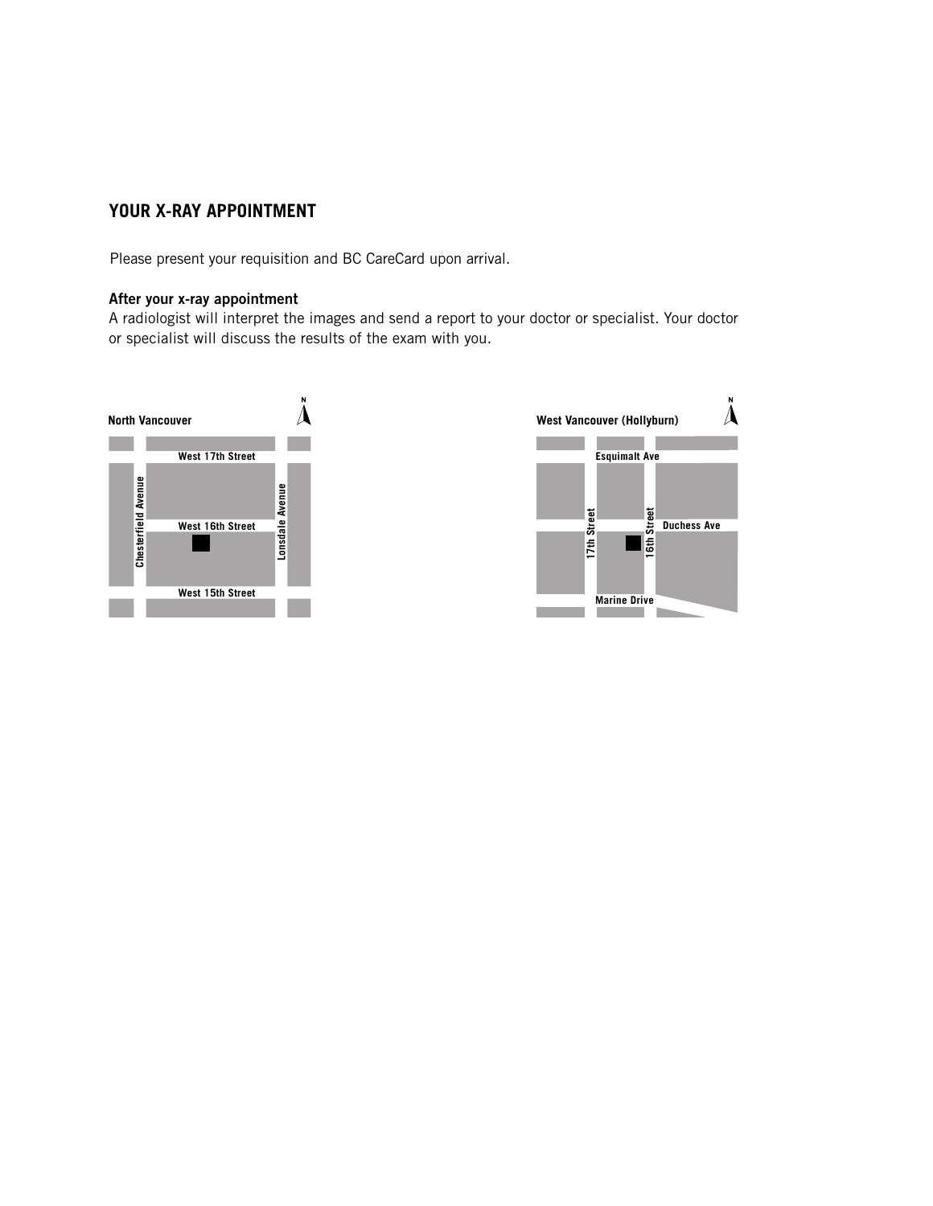## YOUR X-RAY APPOINTMENT

Please present your requisition and BC CareCard upon arrival.

**After your x-ray appointment**

A radiologist will interpret the images and send a report to your doctor or specialist. Your doctor or specialist will discuss the results of the exam with you.

**North Vancouver**

N

West 17th Street

Chesterfield Avenue

West 16th Street

Lonsdale Avenue

West 15th Street

**West Vancouver (Hollyburn)**

N

Esquimalt Ave

17th Street

16th Street

Duchess Ave

Marine Drive